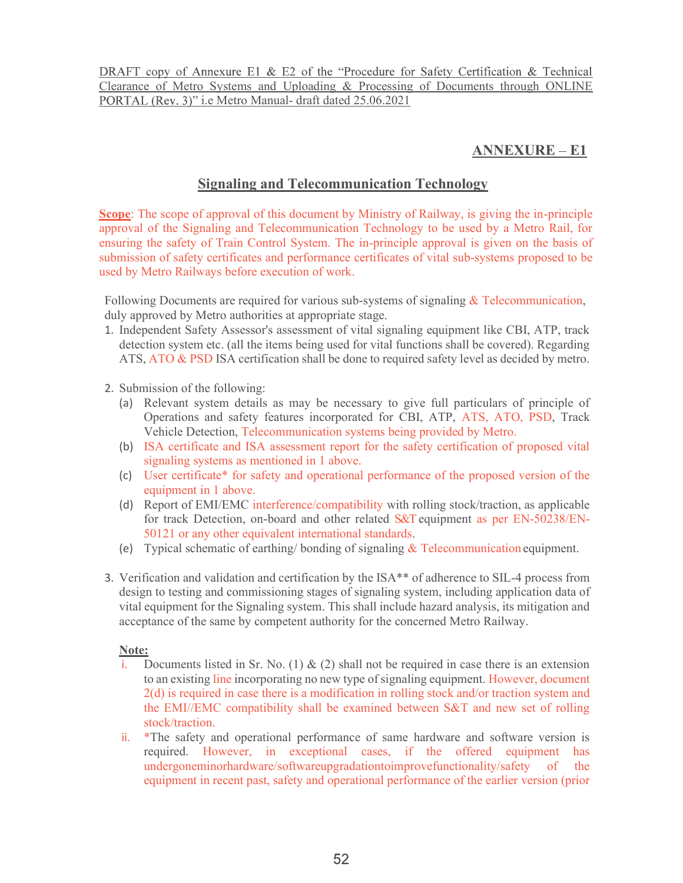DRAFT copy of Annexure E1 & E2 of the "Procedure for Safety Certification & Technical Clearance of Metro Systems and Uploading & Processing of Documents through ONLINE PORTAL (Rev. 3)" i.e Metro Manual- draft dated 25.06.2021

## ANNEXURE – E1

## Signaling and Telecommunication Technology

**Scope**: The scope of approval of this document by Ministry of Railway, is giving the in-principle approval of the Signaling and Telecommunication Technology to be used by a Metro Rail, for ensuring the safety of Train Control System. The in-principle approval is given on the basis of submission of safety certificates and performance certificates of vital sub-systems proposed to be used by Metro Railways before execution of work.

Following Documents are required for various sub-systems of signaling & Telecommunication, duly approved by Metro authorities at appropriate stage.

1. Independent Safety Assessor's assessment of vital signaling equipment like CBI, ATP, track detection system etc. (all the items being used for vital functions shall be covered). Regarding ATS, ATO & PSD ISA certification shall be done to required safety level as decided by metro.

2. Submission of the following:
   (a) Relevant system details as may be necessary to give full particulars of principle of Operations and safety features incorporated for CBI, ATP, ATS, ATO, PSD, Track Vehicle Detection, Telecommunication systems being provided by Metro.
   (b) ISA certificate and ISA assessment report for the safety certification of proposed vital signaling systems as mentioned in 1 above.
   (c) User certificate* for safety and operational performance of the proposed version of the equipment in 1 above.
   (d) Report of EMI/EMC interference/compatibility with rolling stock/traction, as applicable for track Detection, on-board and other related S&T equipment as per EN-50238/EN-50121 or any other equivalent international standards.
   (e) Typical schematic of earthing/ bonding of signaling & Telecommunication equipment.

3. Verification and validation and certification by the ISA** of adherence to SIL-4 process from design to testing and commissioning stages of signaling system, including application data of vital equipment for the Signaling system. This shall include hazard analysis, its mitigation and acceptance of the same by competent authority for the concerned Metro Railway.

**Note:**

i. Documents listed in Sr. No. (1) & (2) shall not be required in case there is an extension to an existing line incorporating no new type of signaling equipment. However, document 2(d) is required in case there is a modification in rolling stock and/or traction system and the EMI//EMC compatibility shall be examined between S&T and new set of rolling stock/traction.

ii. *The safety and operational performance of same hardware and software version is required. However, in exceptional cases, if the offered equipment has undergoneminorhardware/softwareupgradationtoimprovefunctionality/safety of the equipment in recent past, safety and operational performance of the earlier version (prior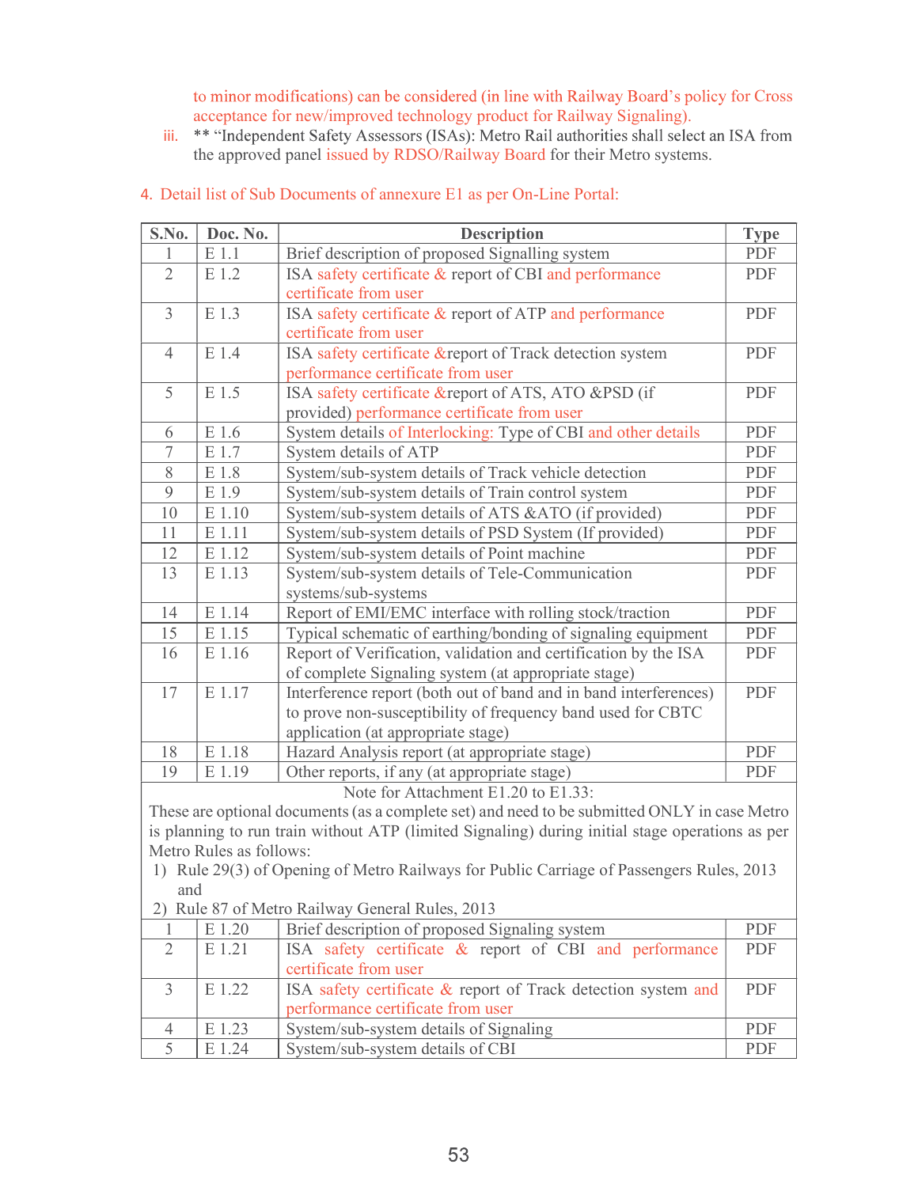to minor modifications) can be considered (in line with Railway Board's policy for Cross acceptance for new/improved technology product for Railway Signaling).

iii. ** "Independent Safety Assessors (ISAs): Metro Rail authorities shall select an ISA from the approved panel issued by RDSO/Railway Board for their Metro systems.

4. Detail list of Sub Documents of annexure E1 as per On-Line Portal:

| S.No. | Doc. No. | Description | Type |
|---|---|---|---|
| 1 | E 1.1 | Brief description of proposed Signalling system | PDF |
| 2 | E 1.2 | ISA safety certificate & report of CBI and performance certificate from user | PDF |
| 3 | E 1.3 | ISA safety certificate & report of ATP and performance certificate from user | PDF |
| 4 | E 1.4 | ISA safety certificate &report of Track detection system performance certificate from user | PDF |
| 5 | E 1.5 | ISA safety certificate &report of ATS, ATO &PSD (if provided) performance certificate from user | PDF |
| 6 | E 1.6 | System details of Interlocking: Type of CBI and other details | PDF |
| 7 | E 1.7 | System details of ATP | PDF |
| 8 | E 1.8 | System/sub-system details of Track vehicle detection | PDF |
| 9 | E 1.9 | System/sub-system details of Train control system | PDF |
| 10 | E 1.10 | System/sub-system details of ATS &ATO (if provided) | PDF |
| 11 | E 1.11 | System/sub-system details of PSD System (If provided) | PDF |
| 12 | E 1.12 | System/sub-system details of Point machine | PDF |
| 13 | E 1.13 | System/sub-system details of Tele-Communication systems/sub-systems | PDF |
| 14 | E 1.14 | Report of EMI/EMC interface with rolling stock/traction | PDF |
| 15 | E 1.15 | Typical schematic of earthing/bonding of signaling equipment | PDF |
| 16 | E 1.16 | Report of Verification, validation and certification by the ISA of complete Signaling system (at appropriate stage) | PDF |
| 17 | E 1.17 | Interference report (both out of band and in band interferences) to prove non-susceptibility of frequency band used for CBTC application (at appropriate stage) | PDF |
| 18 | E 1.18 | Hazard Analysis report (at appropriate stage) | PDF |
| 19 | E 1.19 | Other reports, if any (at appropriate stage) | PDF |
| Note for Attachment E1.20 to E1.33: These are optional documents (as a complete set) and need to be submitted ONLY in case Metro is planning to run train without ATP (limited Signaling) during initial stage operations as per Metro Rules as follows: 1) Rule 29(3) of Opening of Metro Railways for Public Carriage of Passengers Rules, 2013 and 2) Rule 87 of Metro Railway General Rules, 2013 | | | |
| 1 | E 1.20 | Brief description of proposed Signaling system | PDF |
| 2 | E 1.21 | ISA safety certificate & report of CBI and performance certificate from user | PDF |
| 3 | E 1.22 | ISA safety certificate & report of Track detection system and performance certificate from user | PDF |
| 4 | E 1.23 | System/sub-system details of Signaling | PDF |
| 5 | E 1.24 | System/sub-system details of CBI | PDF |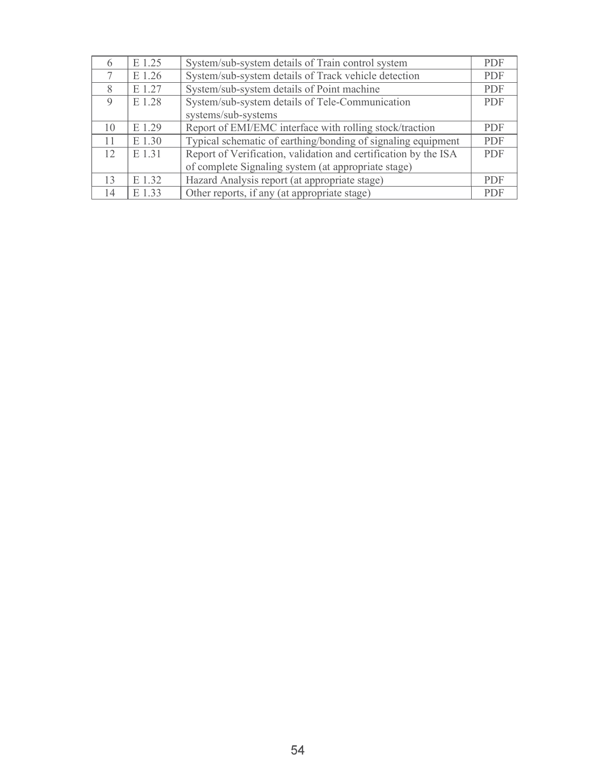| 6 | E 1.25 | System/sub-system details of Train control system | PDF |
|---|---|---|---|
| 7 | E 1.26 | System/sub-system details of Track vehicle detection | PDF |
| 8 | E 1.27 | System/sub-system details of Point machine | PDF |
| 9 | E 1.28 | System/sub-system details of Tele-Communication systems/sub-systems | PDF |
| 10 | E 1.29 | Report of EMI/EMC interface with rolling stock/traction | PDF |
| 11 | E 1.30 | Typical schematic of earthing/bonding of signaling equipment | PDF |
| 12 | E 1.31 | Report of Verification, validation and certification by the ISA of complete Signaling system (at appropriate stage) | PDF |
| 13 | E 1.32 | Hazard Analysis report (at appropriate stage) | PDF |
| 14 | E 1.33 | Other reports, if any (at appropriate stage) | PDF |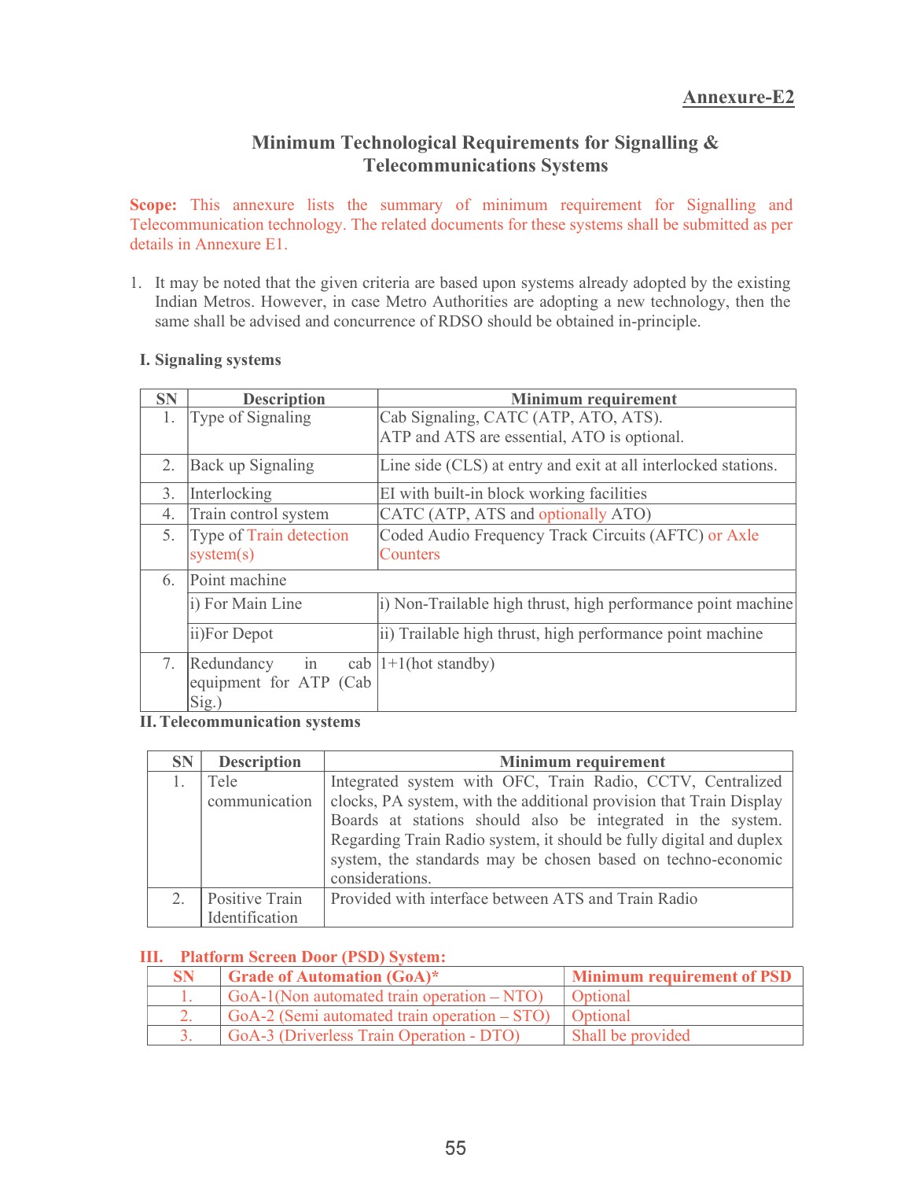**Annexure-E2**

## Minimum Technological Requirements for Signalling & Telecommunications Systems

**Scope:** This annexure lists the summary of minimum requirement for Signalling and Telecommunication technology. The related documents for these systems shall be submitted as per details in Annexure E1.

1. It may be noted that the given criteria are based upon systems already adopted by the existing Indian Metros. However, in case Metro Authorities are adopting a new technology, then the same shall be advised and concurrence of RDSO should be obtained in-principle.

### I. Signaling systems

| SN | Description | Minimum requirement |
|---|---|---|
| 1. | Type of Signaling | Cab Signaling, CATC (ATP, ATO, ATS).<br>ATP and ATS are essential, ATO is optional. |
| 2. | Back up Signaling | Line side (CLS) at entry and exit at all interlocked stations. |
| 3. | Interlocking | EI with built-in block working facilities |
| 4. | Train control system | CATC (ATP, ATS and optionally ATO) |
| 5. | Type of Train detection system(s) | Coded Audio Frequency Track Circuits (AFTC) or Axle Counters |
| 6. | Point machine | |
| | i) For Main Line | i) Non-Trailable high thrust, high performance point machine |
| | ii)For Depot | ii) Trailable high thrust, high performance point machine |
| 7. | Redundancy in cab equipment for ATP (Cab Sig.) | 1+1(hot standby) |

### II. Telecommunication systems

| SN | Description | Minimum requirement |
|---|---|---|
| 1. | Tele communication | Integrated system with OFC, Train Radio, CCTV, Centralized clocks, PA system, with the additional provision that Train Display Boards at stations should also be integrated in the system. Regarding Train Radio system, it should be fully digital and duplex system, the standards may be chosen based on techno-economic considerations. |
| 2. | Positive Train Identification | Provided with interface between ATS and Train Radio |

### III. Platform Screen Door (PSD) System:

| SN | Grade of Automation (GoA)* | Minimum requirement of PSD |
|---|---|---|
| 1. | GoA-1(Non automated train operation – NTO) | Optional |
| 2. | GoA-2 (Semi automated train operation – STO) | Optional |
| 3. | GoA-3 (Driverless Train Operation - DTO) | Shall be provided |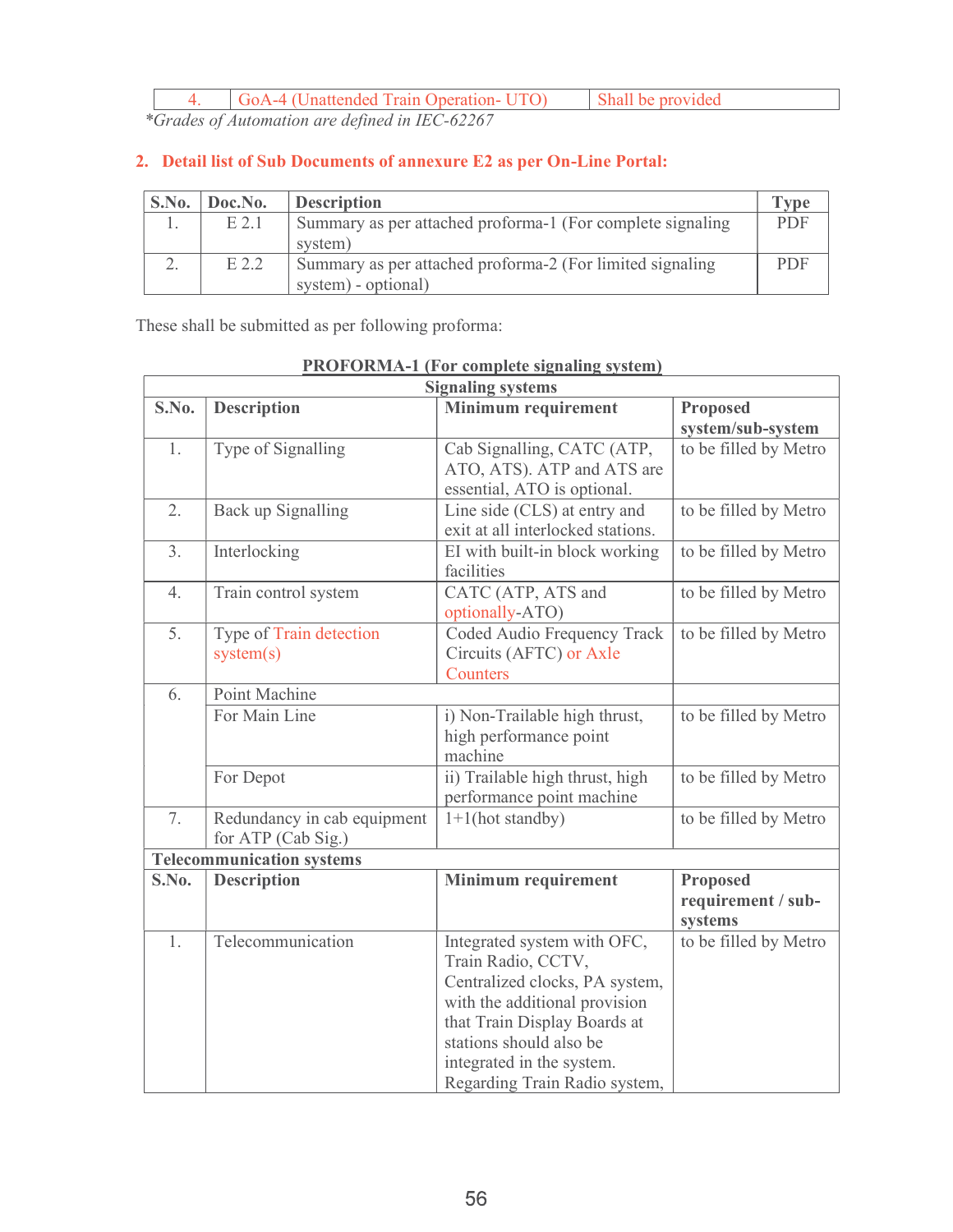| 4. | GoA-4 (Unattended Train Operation- UTO) | Shall be provided |
|---|---|---|

*Grades of Automation are defined in IEC-62267

## 2. Detail list of Sub Documents of annexure E2 as per On-Line Portal:

| S.No. | Doc.No. | Description | Type |
|---|---|---|---|
| 1. | E 2.1 | Summary as per attached proforma-1 (For complete signaling system) | PDF |
| 2. | E 2.2 | Summary as per attached proforma-2 (For limited signaling system) - optional) | PDF |

These shall be submitted as per following proforma:

**PROFORMA-1 (For complete signaling system)**

| Signaling systems | | | |
|---|---|---|---|
| **S.No.** | **Description** | **Minimum requirement** | **Proposed system/sub-system** |
| 1. | Type of Signalling | Cab Signalling, CATC (ATP, ATO, ATS). ATP and ATS are essential, ATO is optional. | to be filled by Metro |
| 2. | Back up Signalling | Line side (CLS) at entry and exit at all interlocked stations. | to be filled by Metro |
| 3. | Interlocking | EI with built-in block working facilities | to be filled by Metro |
| 4. | Train control system | CATC (ATP, ATS and optionally-ATO) | to be filled by Metro |
| 5. | Type of Train detection system(s) | Coded Audio Frequency Track Circuits (AFTC) or Axle Counters | to be filled by Metro |
| 6. | Point Machine | | |
| | For Main Line | i) Non-Trailable high thrust, high performance point machine | to be filled by Metro |
| | For Depot | ii) Trailable high thrust, high performance point machine | to be filled by Metro |
| 7. | Redundancy in cab equipment for ATP (Cab Sig.) | 1+1(hot standby) | to be filled by Metro |
| **Telecommunication systems** | | | |
| **S.No.** | **Description** | **Minimum requirement** | **Proposed requirement / sub-systems** |
| 1. | Telecommunication | Integrated system with OFC, Train Radio, CCTV, Centralized clocks, PA system, with the additional provision that Train Display Boards at stations should also be integrated in the system. Regarding Train Radio system, | to be filled by Metro |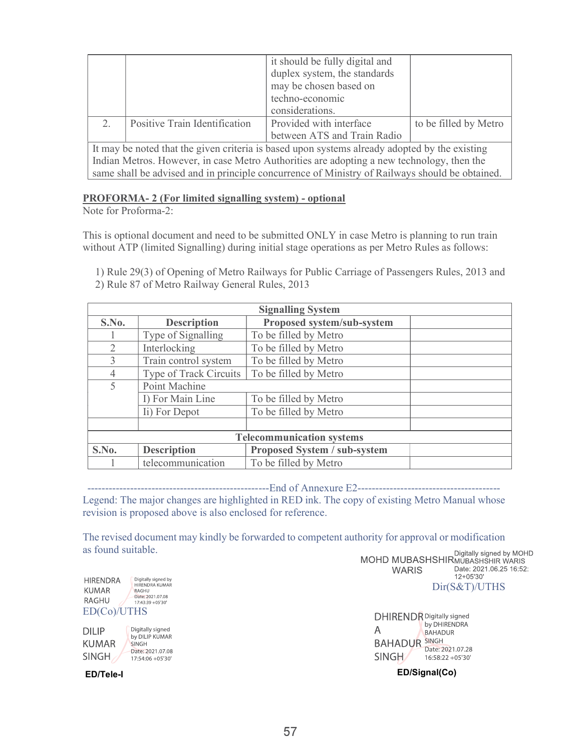| | | | |
|---|---|---|---|
| | | it should be fully digital and duplex system, the standards may be chosen based on techno-economic considerations. | |
| 2. | Positive Train Identification | Provided with interface between ATS and Train Radio | to be filled by Metro |
| It may be noted that the given criteria is based upon systems already adopted by the existing Indian Metros. However, in case Metro Authorities are adopting a new technology, then the same shall be advised and in principle concurrence of Ministry of Railways should be obtained. | | | |

**PROFORMA- 2 (For limited signalling system) - optional**

Note for Proforma-2:

This is optional document and need to be submitted ONLY in case Metro is planning to run train without ATP (limited Signalling) during initial stage operations as per Metro Rules as follows:

1) Rule 29(3) of Opening of Metro Railways for Public Carriage of Passengers Rules, 2013 and
2) Rule 87 of Metro Railway General Rules, 2013

| Signalling System | | | |
|---|---|---|---|
| **S.No.** | **Description** | **Proposed system/sub-system** | |
| 1 | Type of Signalling | To be filled by Metro | |
| 2 | Interlocking | To be filled by Metro | |
| 3 | Train control system | To be filled by Metro | |
| 4 | Type of Track Circuits | To be filled by Metro | |
| 5 | Point Machine | | |
| | I) For Main Line | To be filled by Metro | |
| | Ii) For Depot | To be filled by Metro | |
| | | | |
| **Telecommunication systems** | | | |
| **S.No.** | **Description** | **Proposed System / sub-system** | |
| 1 | telecommunication | To be filled by Metro | |

---------------------------------------------------End of Annexure E2----------------------------------------

Legend: The major changes are highlighted in RED ink. The copy of existing Metro Manual whose revision is proposed above is also enclosed for reference.

The revised document may kindly be forwarded to competent authority for approval or modification as found suitable.

MOHD MUBASHSHIR WARIS — Digitally signed by MOHD MUBASHSHIR WARIS Date: 2021.06.25 16:52:12+05'30'
Dir(S&T)/UTHS

HIRENDRA KUMAR RAGHU — Digitally signed by HIRENDRA KUMAR RAGHU Date: 2021.07.08 17:43:39 +05'30'
ED(Co)/UTHS

DILIP KUMAR SINGH — Digitally signed by DILIP KUMAR SINGH Date: 2021.07.08 17:54:06 +05'30'
**ED/Tele-I**

DHIRENDRA BAHADUR SINGH — Digitally signed by DHIRENDRA BAHADUR SINGH Date: 2021.07.28 16:58:22 +05'30'
**ED/Signal(Co)**